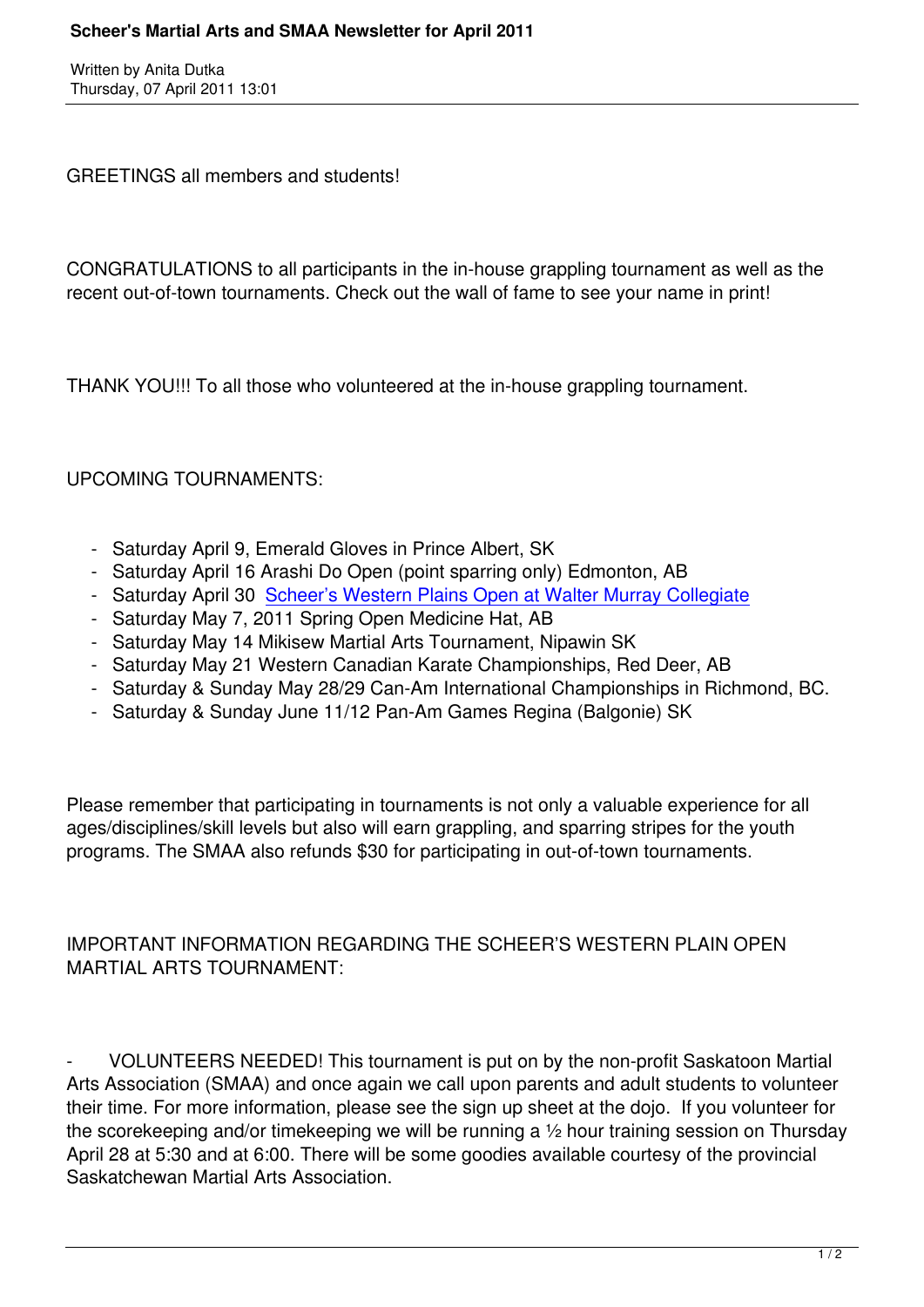# Scheer's Martial Arts and SMAA Newsletter for April 2011

Written by Anita Dutka
Thursday, 07 April 2011 13:01

GREETINGS all members and students!

CONGRATULATIONS to all participants in the in-house grappling tournament as well as the recent out-of-town tournaments. Check out the wall of fame to see your name in print!

THANK YOU!!! To all those who volunteered at the in-house grappling tournament.

UPCOMING TOURNAMENTS:

- Saturday April 9, Emerald Gloves in Prince Albert, SK
- Saturday April 16 Arashi Do Open (point sparring only) Edmonton, AB
- Saturday April 30 Scheer's Western Plains Open at Walter Murray Collegiate
- Saturday May 7, 2011 Spring Open Medicine Hat, AB
- Saturday May 14 Mikisew Martial Arts Tournament, Nipawin SK
- Saturday May 21 Western Canadian Karate Championships, Red Deer, AB
- Saturday & Sunday May 28/29 Can-Am International Championships in Richmond, BC.
- Saturday & Sunday June 11/12 Pan-Am Games Regina (Balgonie) SK

Please remember that participating in tournaments is not only a valuable experience for all ages/disciplines/skill levels but also will earn grappling, and sparring stripes for the youth programs. The SMAA also refunds $30 for participating in out-of-town tournaments.

IMPORTANT INFORMATION REGARDING THE SCHEER'S WESTERN PLAIN OPEN MARTIAL ARTS TOURNAMENT:

- VOLUNTEERS NEEDED! This tournament is put on by the non-profit Saskatoon Martial Arts Association (SMAA) and once again we call upon parents and adult students to volunteer their time. For more information, please see the sign up sheet at the dojo. If you volunteer for the scorekeeping and/or timekeeping we will be running a ½ hour training session on Thursday April 28 at 5:30 and at 6:00. There will be some goodies available courtesy of the provincial Saskatchewan Martial Arts Association.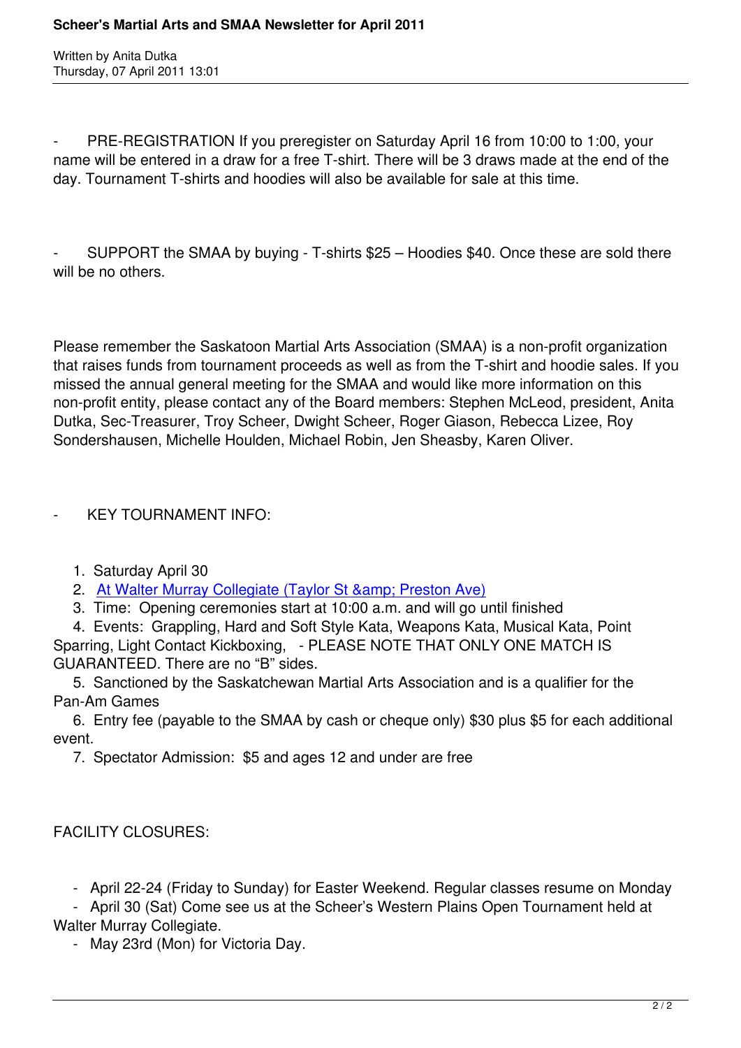- PRE-REGISTRATION If you preregister on Saturday April 16 from 10:00 to 1:00, your name will be entered in a draw for a free T-shirt. There will be 3 draws made at the end of the day. Tournament T-shirts and hoodies will also be available for sale at this time.

- SUPPORT the SMAA by buying - T-shirts $25 – Hoodies $40. Once these are sold there will be no others.

Please remember the Saskatoon Martial Arts Association (SMAA) is a non-profit organization that raises funds from tournament proceeds as well as from the T-shirt and hoodie sales. If you missed the annual general meeting for the SMAA and would like more information on this non-profit entity, please contact any of the Board members: Stephen McLeod, president, Anita Dutka, Sec-Treasurer, Troy Scheer, Dwight Scheer, Roger Giason, Rebecca Lizee, Roy Sondershausen, Michelle Houlden, Michael Robin, Jen Sheasby, Karen Oliver.

- KEY TOURNAMENT INFO:

1. Saturday April 30
2. At Walter Murray Collegiate (Taylor St &amp; Preston Ave)
3. Time: Opening ceremonies start at 10:00 a.m. and will go until finished
4. Events: Grappling, Hard and Soft Style Kata, Weapons Kata, Musical Kata, Point Sparring, Light Contact Kickboxing, - PLEASE NOTE THAT ONLY ONE MATCH IS GUARANTEED. There are no "B" sides.
5. Sanctioned by the Saskatchewan Martial Arts Association and is a qualifier for the Pan-Am Games
6. Entry fee (payable to the SMAA by cash or cheque only) $30 plus $5 for each additional event.
7. Spectator Admission: $5 and ages 12 and under are free

FACILITY CLOSURES:

- April 22-24 (Friday to Sunday) for Easter Weekend. Regular classes resume on Monday
- April 30 (Sat) Come see us at the Scheer's Western Plains Open Tournament held at Walter Murray Collegiate.
- May 23rd (Mon) for Victoria Day.